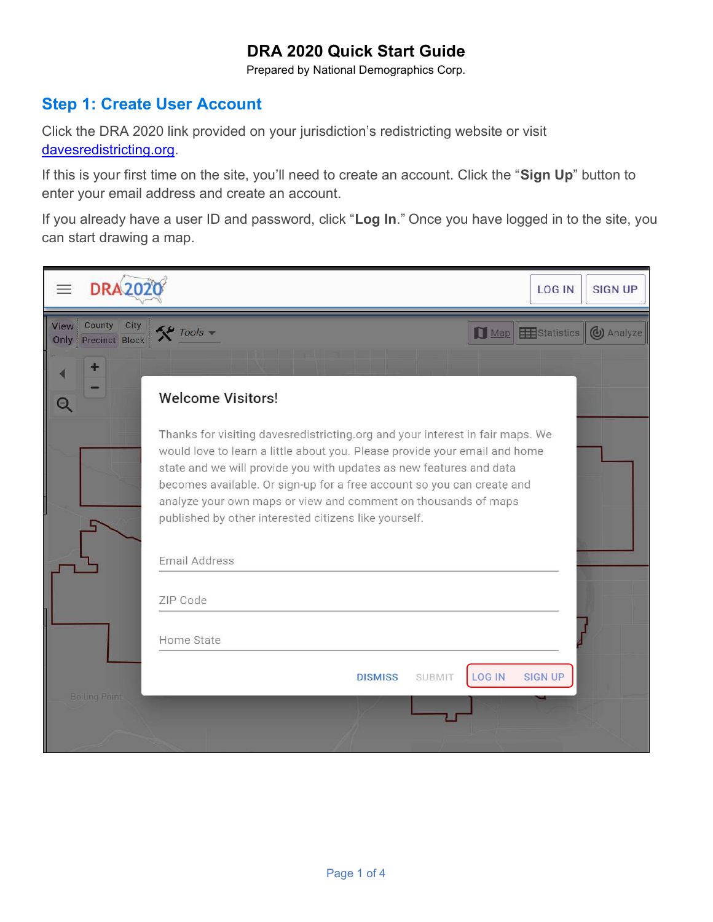# DRA 2020 Quick Start Guide

Prepared by National Demographics Corp.

## Step 1: Create User Account

Click the DRA 2020 link provided on your jurisdiction's redistricting website or visit davesredistricting.org.

If this is your first time on the site, you'll need to create an account. Click the "**Sign Up**" button to enter your email address and create an account.

If you already have a user ID and password, click "**Log In**." Once you have logged in to the site, you can start drawing a map.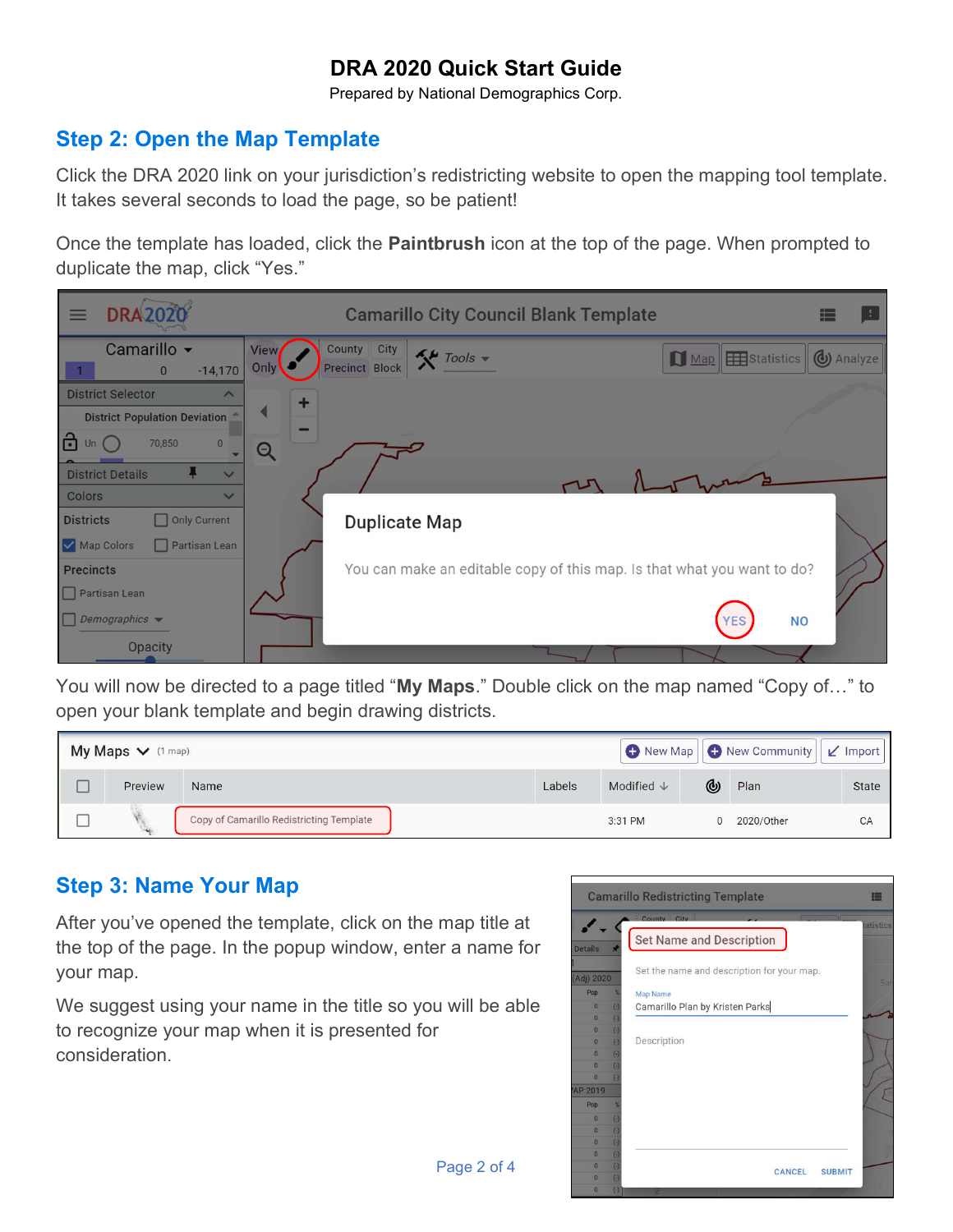# DRA 2020 Quick Start Guide

Prepared by National Demographics Corp.

## Step 2: Open the Map Template

Click the DRA 2020 link on your jurisdiction's redistricting website to open the mapping tool template. It takes several seconds to load the page, so be patient!

Once the template has loaded, click the **Paintbrush** icon at the top of the page. When prompted to duplicate the map, click "Yes."

You will now be directed to a page titled "**My Maps**." Double click on the map named "Copy of…" to open your blank template and begin drawing districts.

## Step 3: Name Your Map

After you've opened the template, click on the map title at the top of the page. In the popup window, enter a name for your map.

We suggest using your name in the title so you will be able to recognize your map when it is presented for consideration.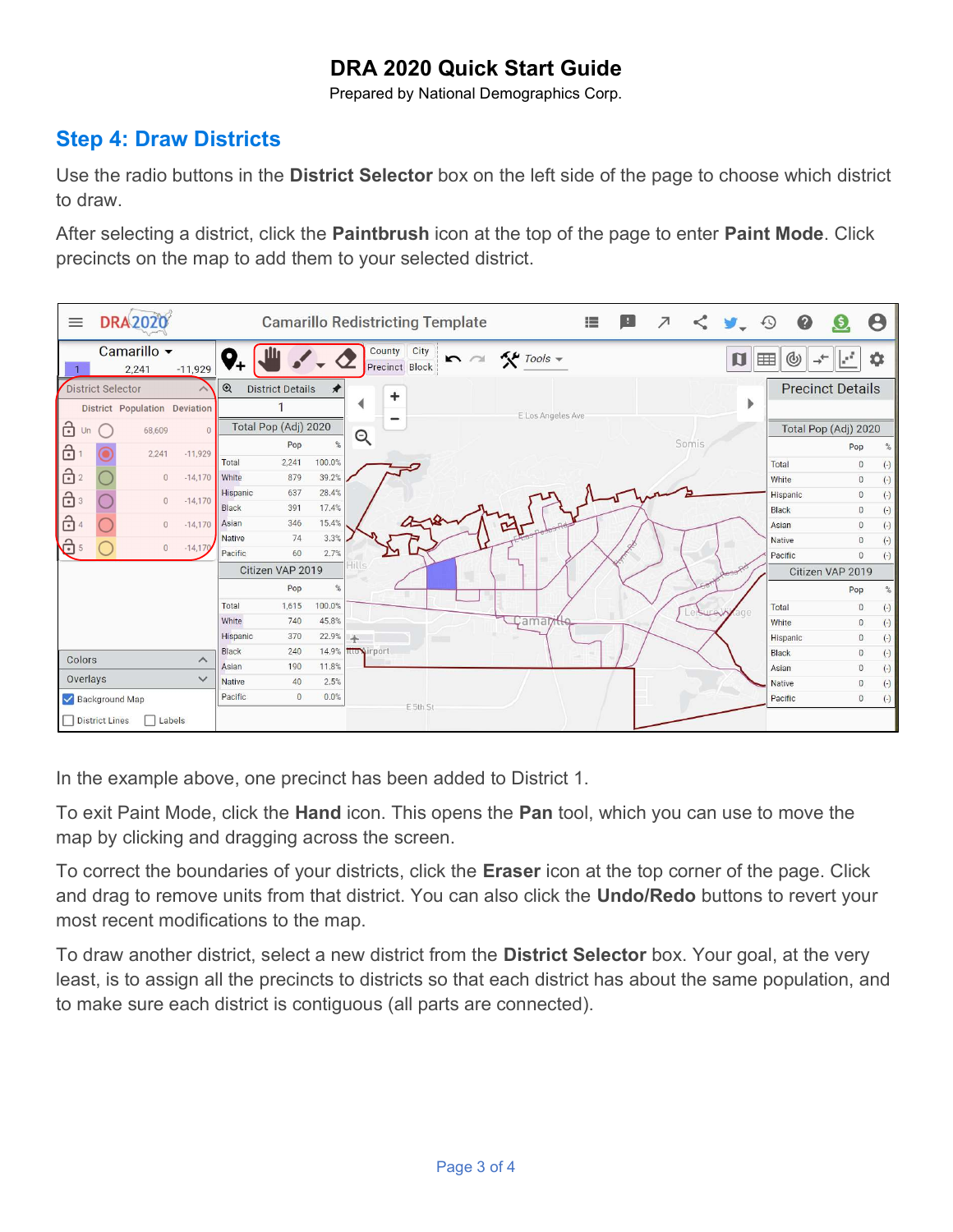# DRA 2020 Quick Start Guide

Prepared by National Demographics Corp.

## Step 4: Draw Districts

Use the radio buttons in the **District Selector** box on the left side of the page to choose which district to draw.

After selecting a district, click the **Paintbrush** icon at the top of the page to enter **Paint Mode**. Click precincts on the map to add them to your selected district.

In the example above, one precinct has been added to District 1.

To exit Paint Mode, click the **Hand** icon. This opens the **Pan** tool, which you can use to move the map by clicking and dragging across the screen.

To correct the boundaries of your districts, click the **Eraser** icon at the top corner of the page. Click and drag to remove units from that district. You can also click the **Undo/Redo** buttons to revert your most recent modifications to the map.

To draw another district, select a new district from the **District Selector** box. Your goal, at the very least, is to assign all the precincts to districts so that each district has about the same population, and to make sure each district is contiguous (all parts are connected).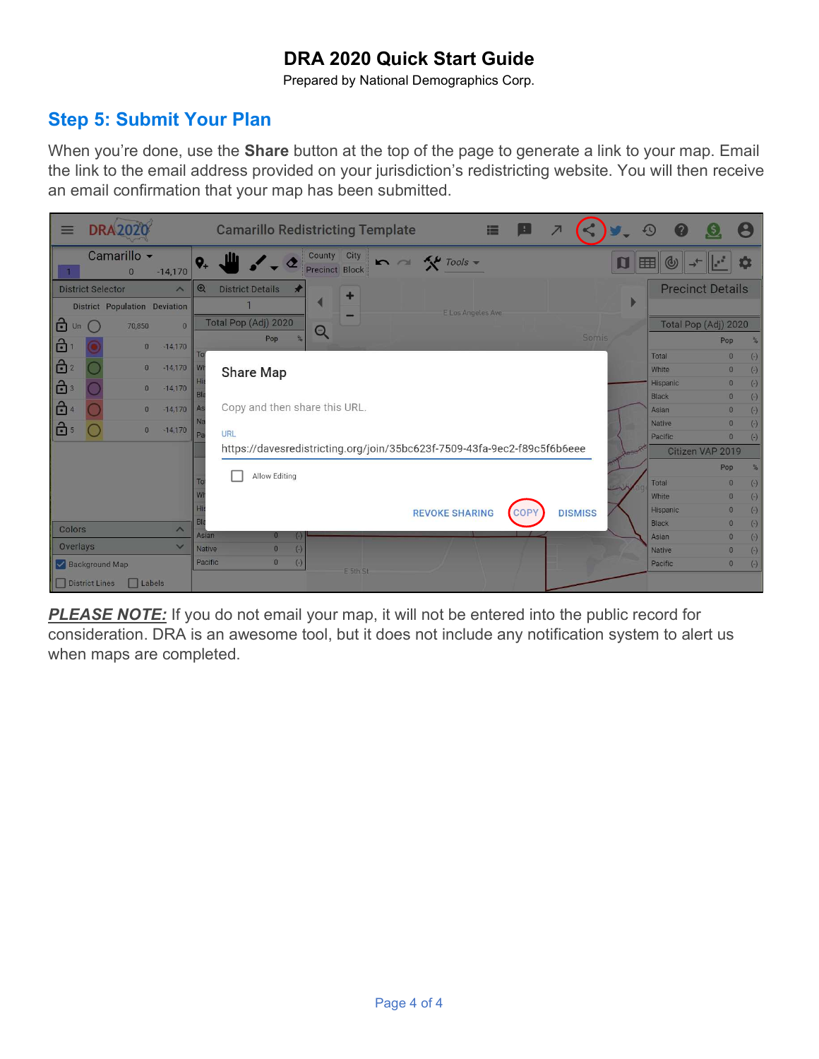# DRA 2020 Quick Start Guide

Prepared by National Demographics Corp.

## Step 5: Submit Your Plan

When you're done, use the **Share** button at the top of the page to generate a link to your map. Email the link to the email address provided on your jurisdiction's redistricting website. You will then receive an email confirmation that your map has been submitted.

***PLEASE NOTE:*** If you do not email your map, it will not be entered into the public record for consideration. DRA is an awesome tool, but it does not include any notification system to alert us when maps are completed.